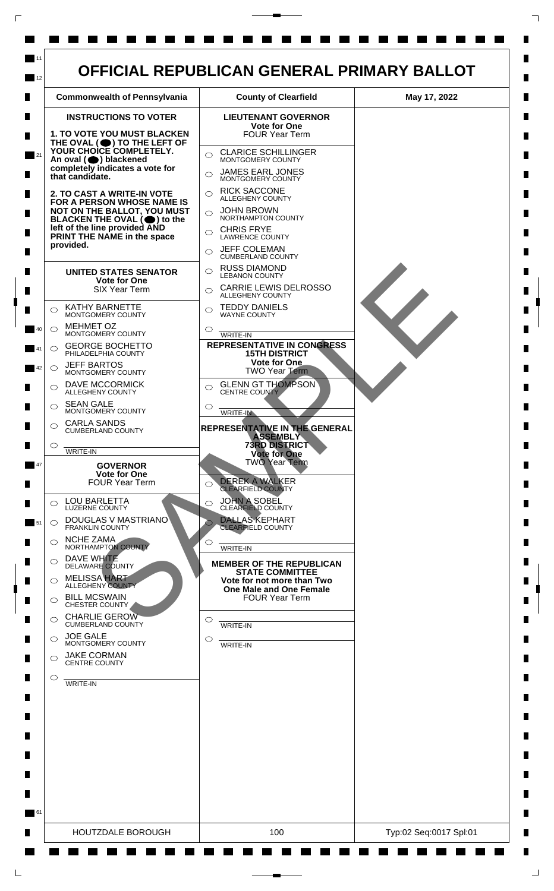# OFFICIAL REPUBLICAN GENERAL PRIMARY BALLOT

| Commonwealth of Pennsylvania | County of Clearfield | May 17, 2022 |
| --- | --- | --- |

## INSTRUCTIONS TO VOTER

**1. TO VOTE YOU MUST BLACKEN THE OVAL (⬤) TO THE LEFT OF YOUR CHOICE COMPLETELY. An oval (⬤) blackened completely indicates a vote for that candidate.**

**2. TO CAST A WRITE-IN VOTE FOR A PERSON WHOSE NAME IS NOT ON THE BALLOT, YOU MUST BLACKEN THE OVAL (⬤) to the left of the line provided AND PRINT THE NAME in the space provided.**

### UNITED STATES SENATOR
**Vote for One**
SIX Year Term

- ◯ KATHY BARNETTE — MONTGOMERY COUNTY
- ◯ MEHMET OZ — MONTGOMERY COUNTY
- ◯ GEORGE BOCHETTO — PHILADELPHIA COUNTY
- ◯ JEFF BARTOS — MONTGOMERY COUNTY
- ◯ DAVE MCCORMICK — ALLEGHENY COUNTY
- ◯ SEAN GALE — MONTGOMERY COUNTY
- ◯ CARLA SANDS — CUMBERLAND COUNTY
- ◯ WRITE-IN

### GOVERNOR
**Vote for One**
FOUR Year Term

- ◯ LOU BARLETTA — LUZERNE COUNTY
- ◯ DOUGLAS V MASTRIANO — FRANKLIN COUNTY
- ◯ NCHE ZAMA — NORTHAMPTON COUNTY
- ◯ DAVE WHITE — DELAWARE COUNTY
- ◯ MELISSA HART — ALLEGHENY COUNTY
- ◯ BILL MCSWAIN — CHESTER COUNTY
- ◯ CHARLIE GEROW — CUMBERLAND COUNTY
- ◯ JOE GALE — MONTGOMERY COUNTY
- ◯ JAKE CORMAN — CENTRE COUNTY
- ◯ WRITE-IN

### LIEUTENANT GOVERNOR
**Vote for One**
FOUR Year Term

- ◯ CLARICE SCHILLINGER — MONTGOMERY COUNTY
- ◯ JAMES EARL JONES — MONTGOMERY COUNTY
- ◯ RICK SACCONE — ALLEGHENY COUNTY
- ◯ JOHN BROWN — NORTHAMPTON COUNTY
- ◯ CHRIS FRYE — LAWRENCE COUNTY
- ◯ JEFF COLEMAN — CUMBERLAND COUNTY
- ◯ RUSS DIAMOND — LEBANON COUNTY
- ◯ CARRIE LEWIS DELROSSO — ALLEGHENY COUNTY
- ◯ TEDDY DANIELS — WAYNE COUNTY
- ◯ WRITE-IN

### REPRESENTATIVE IN CONGRESS 15TH DISTRICT
**Vote for One**
TWO Year Term

- ◯ GLENN GT THOMPSON — CENTRE COUNTY
- ◯ WRITE-IN

### REPRESENTATIVE IN THE GENERAL ASSEMBLY 73RD DISTRICT
**Vote for One**
TWO Year Term

- ◯ DEREK A WALKER — CLEARFIELD COUNTY
- ◯ JOHN A SOBEL — CLEARFIELD COUNTY
- ◯ DALLAS KEPHART — CLEARFIELD COUNTY
- ◯ WRITE-IN

### MEMBER OF THE REPUBLICAN STATE COMMITTEE
**Vote for not more than Two**
**One Male and One Female**
FOUR Year Term

- ◯ WRITE-IN
- ◯ WRITE-IN

SAMPLE

| HOUTZDALE BOROUGH | 100 | Typ:02 Seq:0017 Spl:01 |
| --- | --- | --- |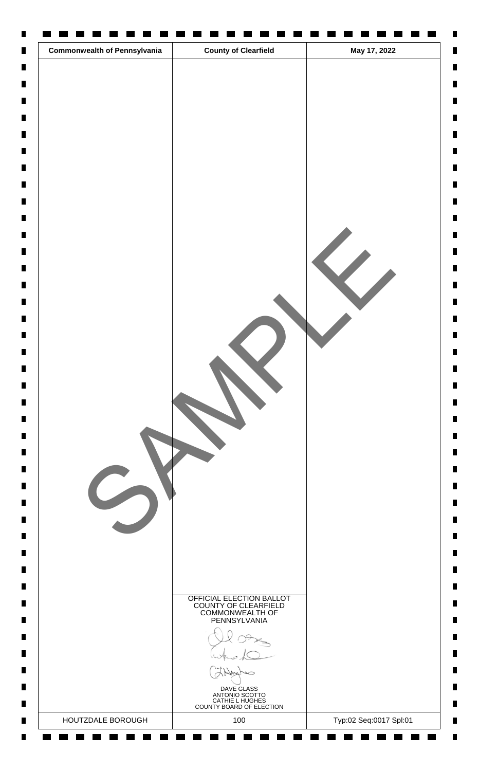| Commonwealth of Pennsylvania | County of Clearfield | May 17, 2022 |
| --- | --- | --- |
| | OFFICIAL ELECTION BALLOT<br>COUNTY OF CLEARFIELD<br>COMMONWEALTH OF PENNSYLVANIA<br>DAVE GLASS<br>ANTONIO SCOTTO<br>CATHIE L HUGHES<br>COUNTY BOARD OF ELECTION | |
| HOUTZDALE BOROUGH | 100 | Typ:02 Seq:0017 Spl:01 |

SAMPLE